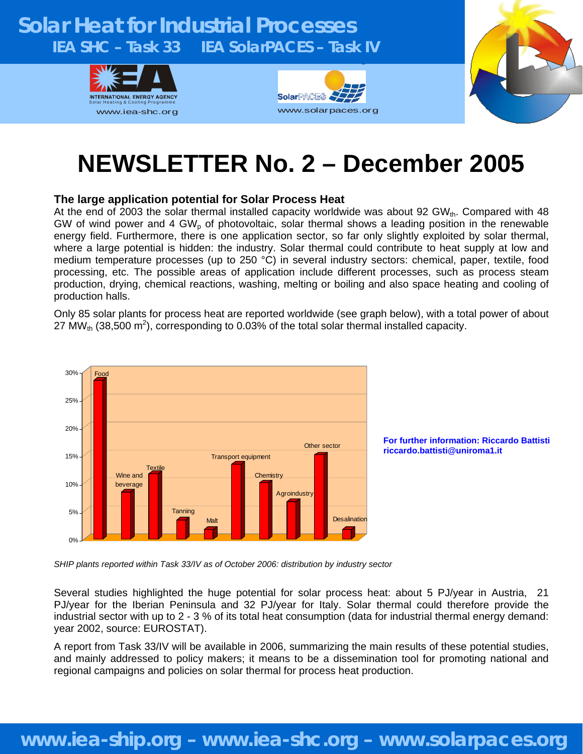# Solar Heat for Industrial Processes

**IEA SHC – Task 33 IEA SolarPACES – Task IV**

INTERNATIONAL ENERGY AGENCY
Solar Heating & Cooling Programme
www.iea-shc.org

www.solarpaces.org

# NEWSLETTER No. 2 – December 2005

### The large application potential for Solar Process Heat

At the end of 2003 the solar thermal installed capacity worldwide was about 92 $GW_{th}$. Compared with 48 GW of wind power and 4 $GW_p$ of photovoltaic, solar thermal shows a leading position in the renewable energy field. Furthermore, there is one application sector, so far only slightly exploited by solar thermal, where a large potential is hidden: the industry. Solar thermal could contribute to heat supply at low and medium temperature processes (up to 250 °C) in several industry sectors: chemical, paper, textile, food processing, etc. The possible areas of application include different processes, such as process steam production, drying, chemical reactions, washing, melting or boiling and also space heating and cooling of production halls.

Only 85 solar plants for process heat are reported worldwide (see graph below), with a total power of about 27 $MW_{th}$ (38,500 $m^2$), corresponding to 0.03% of the total solar thermal installed capacity.

| Sector | Share (approx.) |
|---|---|
| Food | 28% |
| Wine and beverage | 8% |
| Textile | 11.5% |
| Tanning | 3.5% |
| Malt | 2% |
| Transport equipment | 13.5% |
| Chemistry | 10% |
| Agroindustry | 7% |
| Other sector | 15% |
| Desalination | 2% |

*SHIP plants reported within Task 33/IV as of October 2006: distribution by industry sector*

**For further information: Riccardo Battisti riccardo.battisti@uniroma1.it**

Several studies highlighted the huge potential for solar process heat: about 5 PJ/year in Austria, 21 PJ/year for the Iberian Peninsula and 32 PJ/year for Italy. Solar thermal could therefore provide the industrial sector with up to 2 - 3 % of its total heat consumption (data for industrial thermal energy demand: year 2002, source: EUROSTAT).

A report from Task 33/IV will be available in 2006, summarizing the main results of these potential studies, and mainly addressed to policy makers; it means to be a dissemination tool for promoting national and regional campaigns and policies on solar thermal for process heat production.

**www.iea-ship.org – www.iea-shc.org – www.solarpaces.org**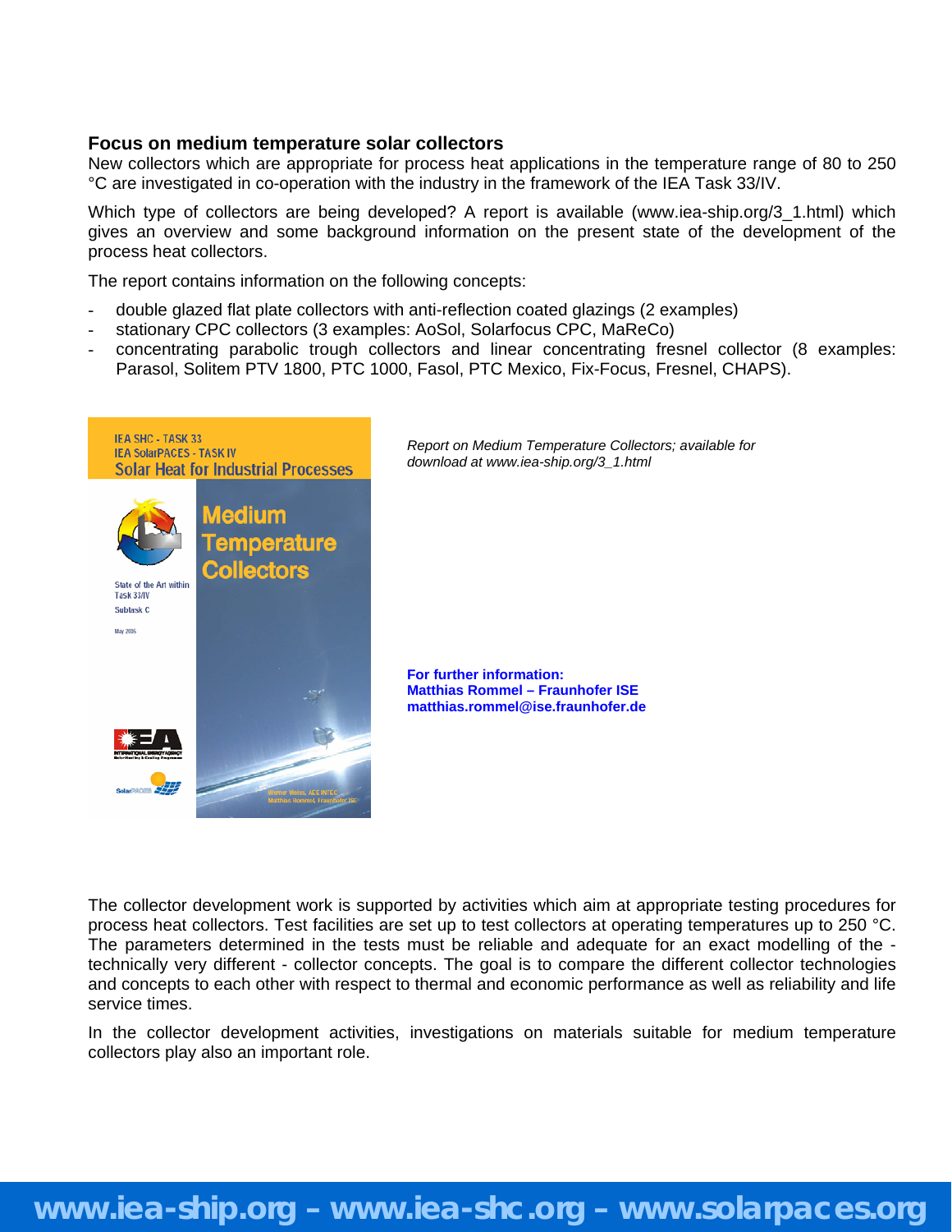### Focus on medium temperature solar collectors

New collectors which are appropriate for process heat applications in the temperature range of 80 to 250 °C are investigated in co-operation with the industry in the framework of the IEA Task 33/IV.

Which type of collectors are being developed? A report is available (www.iea-ship.org/3_1.html) which gives an overview and some background information on the present state of the development of the process heat collectors.

The report contains information on the following concepts:

- double glazed flat plate collectors with anti-reflection coated glazings (2 examples)
- stationary CPC collectors (3 examples: AoSol, Solarfocus CPC, MaReCo)
- concentrating parabolic trough collectors and linear concentrating fresnel collector (8 examples: Parasol, Solitem PTV 1800, PTC 1000, Fasol, PTC Mexico, Fix-Focus, Fresnel, CHAPS).

*Report on Medium Temperature Collectors; available for download at www.iea-ship.org/3_1.html*

**For further information:**
**Matthias Rommel – Fraunhofer ISE**
**matthias.rommel@ise.fraunhofer.de**

The collector development work is supported by activities which aim at appropriate testing procedures for process heat collectors. Test facilities are set up to test collectors at operating temperatures up to 250 °C. The parameters determined in the tests must be reliable and adequate for an exact modelling of the - technically very different - collector concepts. The goal is to compare the different collector technologies and concepts to each other with respect to thermal and economic performance as well as reliability and life service times.

In the collector development activities, investigations on materials suitable for medium temperature collectors play also an important role.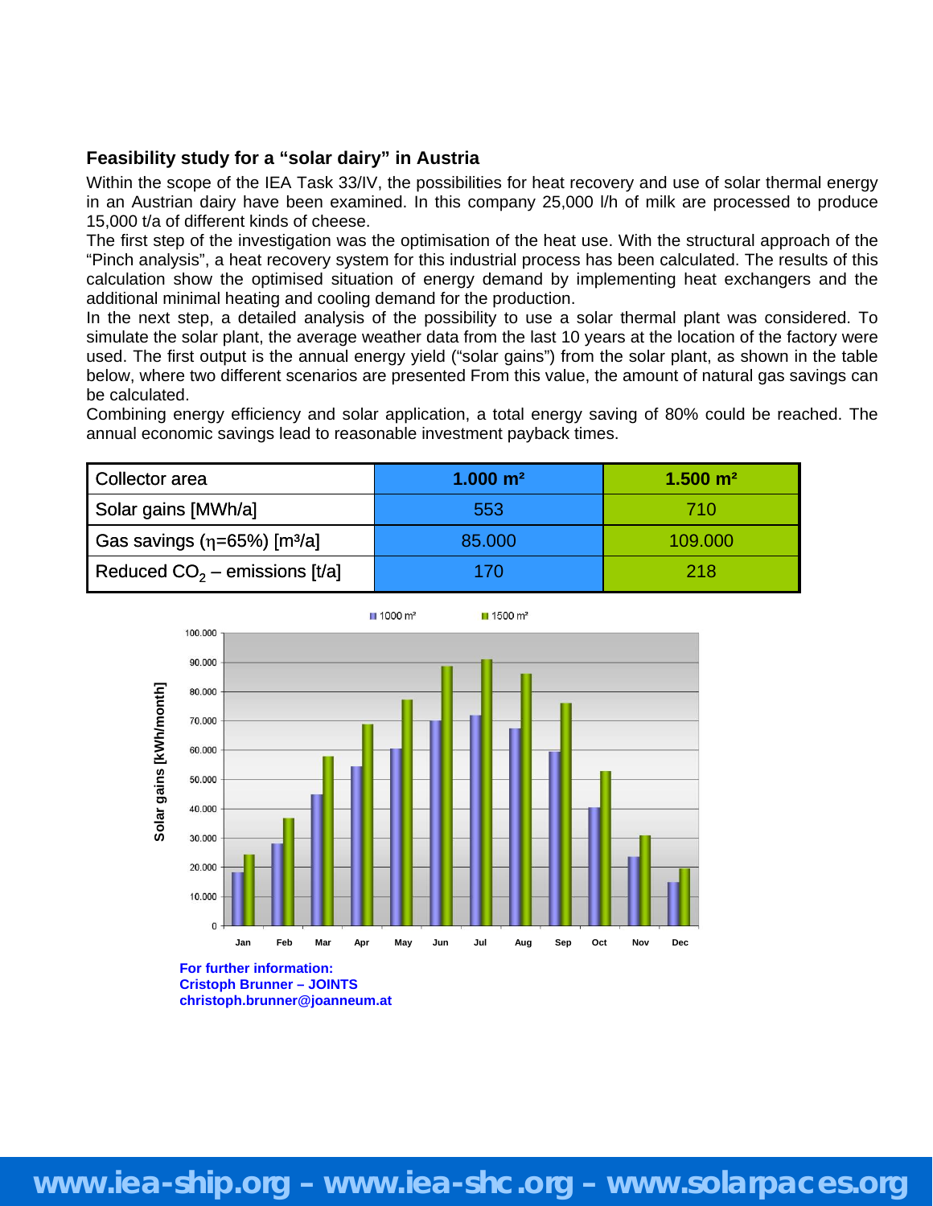## Feasibility study for a “solar dairy” in Austria

Within the scope of the IEA Task 33/IV, the possibilities for heat recovery and use of solar thermal energy in an Austrian dairy have been examined. In this company 25,000 l/h of milk are processed to produce 15,000 t/a of different kinds of cheese.

The first step of the investigation was the optimisation of the heat use. With the structural approach of the “Pinch analysis”, a heat recovery system for this industrial process has been calculated. The results of this calculation show the optimised situation of energy demand by implementing heat exchangers and the additional minimal heating and cooling demand for the production.

In the next step, a detailed analysis of the possibility to use a solar thermal plant was considered. To simulate the solar plant, the average weather data from the last 10 years at the location of the factory were used. The first output is the annual energy yield (“solar gains”) from the solar plant, as shown in the table below, where two different scenarios are presented From this value, the amount of natural gas savings can be calculated.

Combining energy efficiency and solar application, a total energy saving of 80% could be reached. The annual economic savings lead to reasonable investment payback times.

| Collector area | 1.000 m² | 1.500 m² |
|---|---|---|
| Solar gains [MWh/a] | 553 | 710 |
| Gas savings (η=65%) [m³/a] | 85.000 | 109.000 |
| Reduced $CO_2$ – emissions [t/a] | 170 | 218 |

Solar gains [kWh/month]

| Month | 1000 m² | 1500 m² |
|---|---|---|
| Jan | ~18.000 | ~24.000 |
| Feb | ~28.000 | ~37.000 |
| Mar | ~45.000 | ~58.000 |
| Apr | ~54.000 | ~69.000 |
| May | ~60.000 | ~77.000 |
| Jun | ~70.000 | ~89.000 |
| Jul | ~72.000 | ~91.000 |
| Aug | ~67.000 | ~86.000 |
| Sep | ~59.000 | ~76.000 |
| Oct | ~40.000 | ~53.000 |
| Nov | ~23.000 | ~31.000 |
| Dec | ~15.000 | ~19.000 |

**For further information:**
**Cristoph Brunner – JOINTS**
**christoph.brunner@joanneum.at**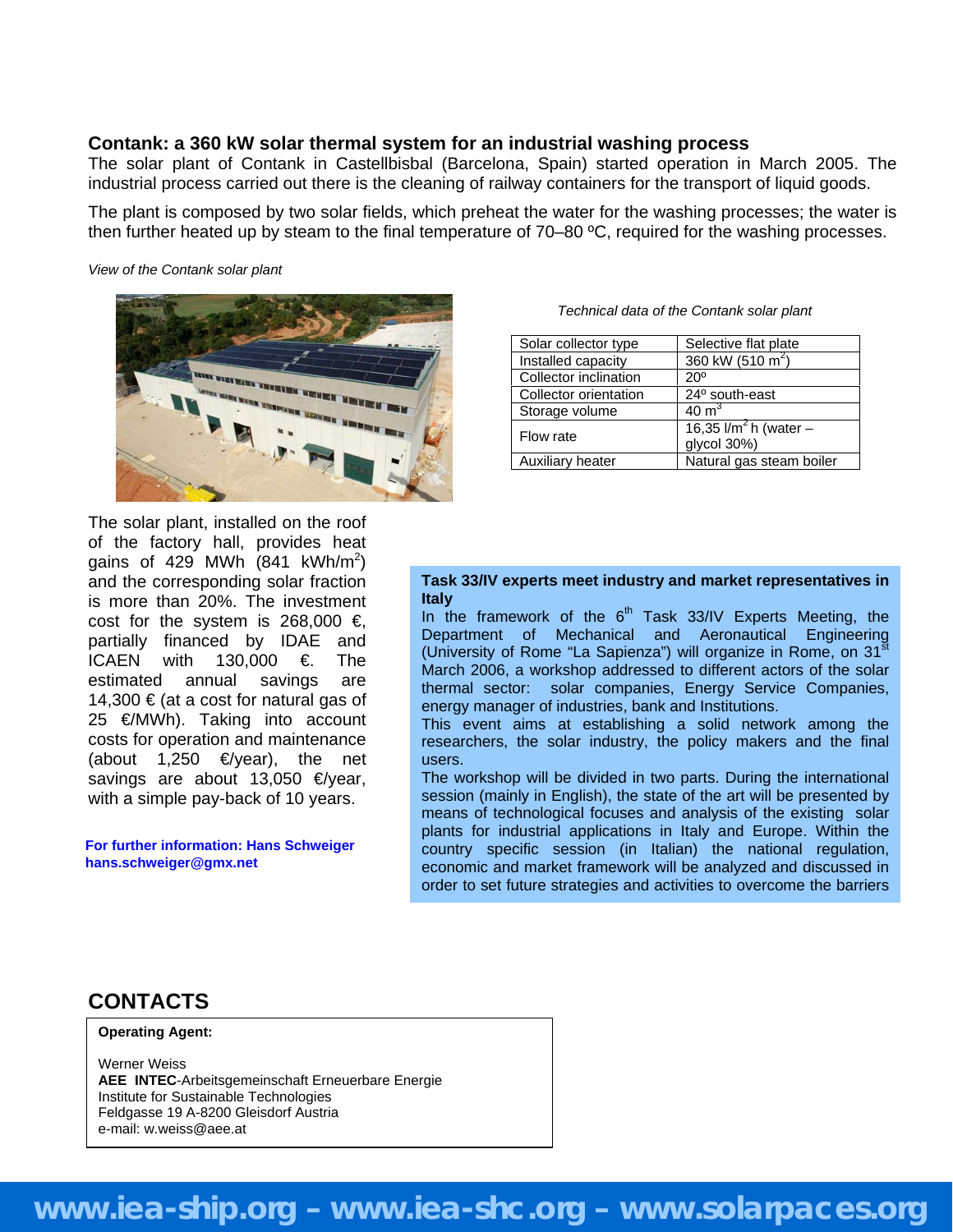### Contank: a 360 kW solar thermal system for an industrial washing process

The solar plant of Contank in Castellbisbal (Barcelona, Spain) started operation in March 2005. The industrial process carried out there is the cleaning of railway containers for the transport of liquid goods.

The plant is composed by two solar fields, which preheat the water for the washing processes; the water is then further heated up by steam to the final temperature of 70–80 ºC, required for the washing processes.

*View of the Contank solar plant*

*Technical data of the Contank solar plant*

| | |
|---|---|
| Solar collector type | Selective flat plate |
| Installed capacity | 360 kW (510 $m^2$) |
| Collector inclination | 20º |
| Collector orientation | 24º south-east |
| Storage volume | 40 $m^3$ |
| Flow rate | 16,35 $l/m^2$ h (water – glycol 30%) |
| Auxiliary heater | Natural gas steam boiler |

The solar plant, installed on the roof of the factory hall, provides heat gains of 429 MWh (841 $kWh/m^2$) and the corresponding solar fraction is more than 20%. The investment cost for the system is 268,000 €, partially financed by IDAE and ICAEN with 130,000 €. The estimated annual savings are 14,300 € (at a cost for natural gas of 25 €/MWh). Taking into account costs for operation and maintenance (about 1,250 €/year), the net savings are about 13,050 €/year, with a simple pay-back of 10 years.

**For further information: Hans Schweiger**
**hans.schweiger@gmx.net**

**Task 33/IV experts meet industry and market representatives in Italy**

In the framework of the 6th Task 33/IV Experts Meeting, the Department of Mechanical and Aeronautical Engineering (University of Rome "La Sapienza") will organize in Rome, on 31st March 2006, a workshop addressed to different actors of the solar thermal sector: solar companies, Energy Service Companies, energy manager of industries, bank and Institutions.

This event aims at establishing a solid network among the researchers, the solar industry, the policy makers and the final users.

The workshop will be divided in two parts. During the international session (mainly in English), the state of the art will be presented by means of technological focuses and analysis of the existing solar plants for industrial applications in Italy and Europe. Within the country specific session (in Italian) the national regulation, economic and market framework will be analyzed and discussed in order to set future strategies and activities to overcome the barriers

## CONTACTS

**Operating Agent:**

Werner Weiss
**AEE INTEC**-Arbeitsgemeinschaft Erneuerbare Energie
Institute for Sustainable Technologies
Feldgasse 19 A-8200 Gleisdorf Austria
e-mail: w.weiss@aee.at

www.iea-ship.org – www.iea-shc.org – www.solarpaces.org